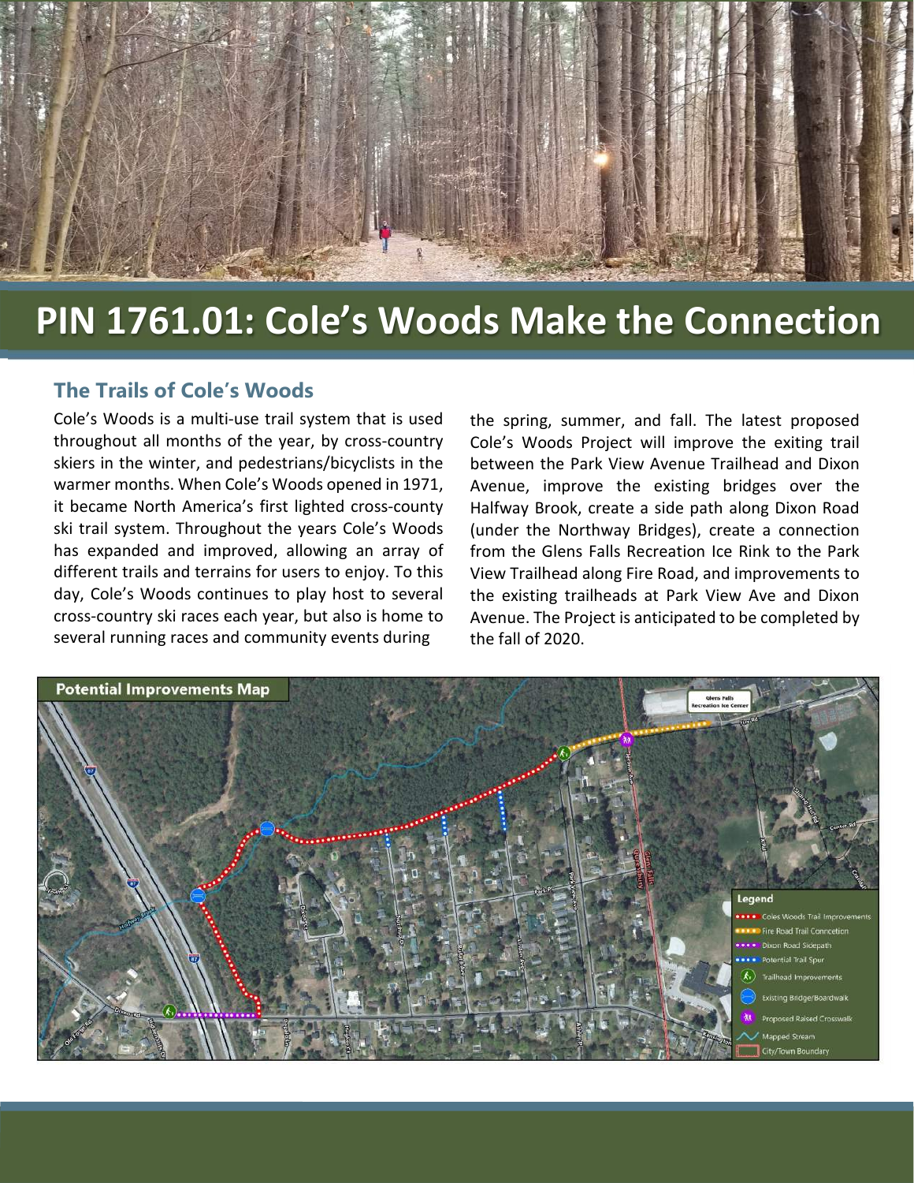# PIN 1761.01: Cole's Woods Make the Connection

## The Trails of Cole's Woods

Cole's Woods is a multi-use trail system that is used throughout all months of the year, by cross-country skiers in the winter, and pedestrians/bicyclists in the warmer months. When Cole's Woods opened in 1971, it became North America's first lighted cross-county ski trail system. Throughout the years Cole's Woods has expanded and improved, allowing an array of different trails and terrains for users to enjoy. To this day, Cole's Woods continues to play host to several cross-country ski races each year, but also is home to several running races and community events during the spring, summer, and fall. The latest proposed Cole's Woods Project will improve the exiting trail between the Park View Avenue Trailhead and Dixon Avenue, improve the existing bridges over the Halfway Brook, create a side path along Dixon Road (under the Northway Bridges), create a connection from the Glens Falls Recreation Ice Rink to the Park View Trailhead along Fire Road, and improvements to the existing trailheads at Park View Ave and Dixon Avenue. The Project is anticipated to be completed by the fall of 2020.

**Potential Improvements Map**

Legend
- Coles Woods Trail Improvements
- Fire Road Trail Conncetion
- Dixon Road Sidepath
- Potential Trail Spur
- Trailhead Improvements
- Existing Bridge/Boardwalk
- Proposed Raised Crosswalk
- Mapped Stream
- City/Town Boundary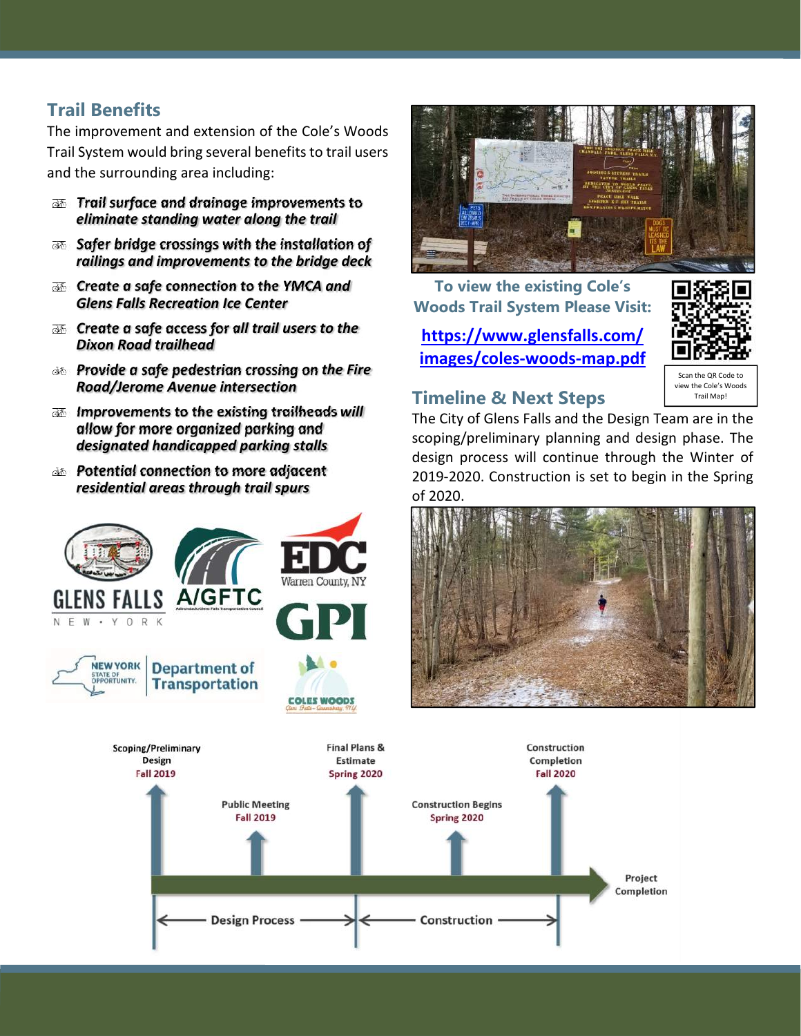## Trail Benefits

The improvement and extension of the Cole's Woods Trail System would bring several benefits to trail users and the surrounding area including:

- ***Trail surface and drainage improvements to eliminate standing water along the trail***
- ***Safer bridge crossings with the installation of railings and improvements to the bridge deck***
- ***Create a safe connection to the YMCA and Glens Falls Recreation Ice Center***
- ***Create a safe access for all trail users to the Dixon Road trailhead***
- ***Provide a safe pedestrian crossing on the Fire Road/Jerome Avenue intersection***
- ***Improvements to the existing trailheads will allow for more organized parking and designated handicapped parking stalls***
- ***Potential connection to more adjacent residential areas through trail spurs***

**To view the existing Cole's Woods Trail System Please Visit:**

**https://www.glensfalls.com/images/coles-woods-map.pdf**

Scan the QR Code to view the Cole's Woods Trail Map!

## Timeline & Next Steps

The City of Glens Falls and the Design Team are in the scoping/preliminary planning and design phase. The design process will continue through the Winter of 2019-2020. Construction is set to begin in the Spring of 2020.

Scoping/Preliminary Design
Fall 2019

Public Meeting
Fall 2019

Final Plans & Estimate
Spring 2020

Construction Begins
Spring 2020

Construction Completion
Fall 2020

Project Completion

Design Process

Construction